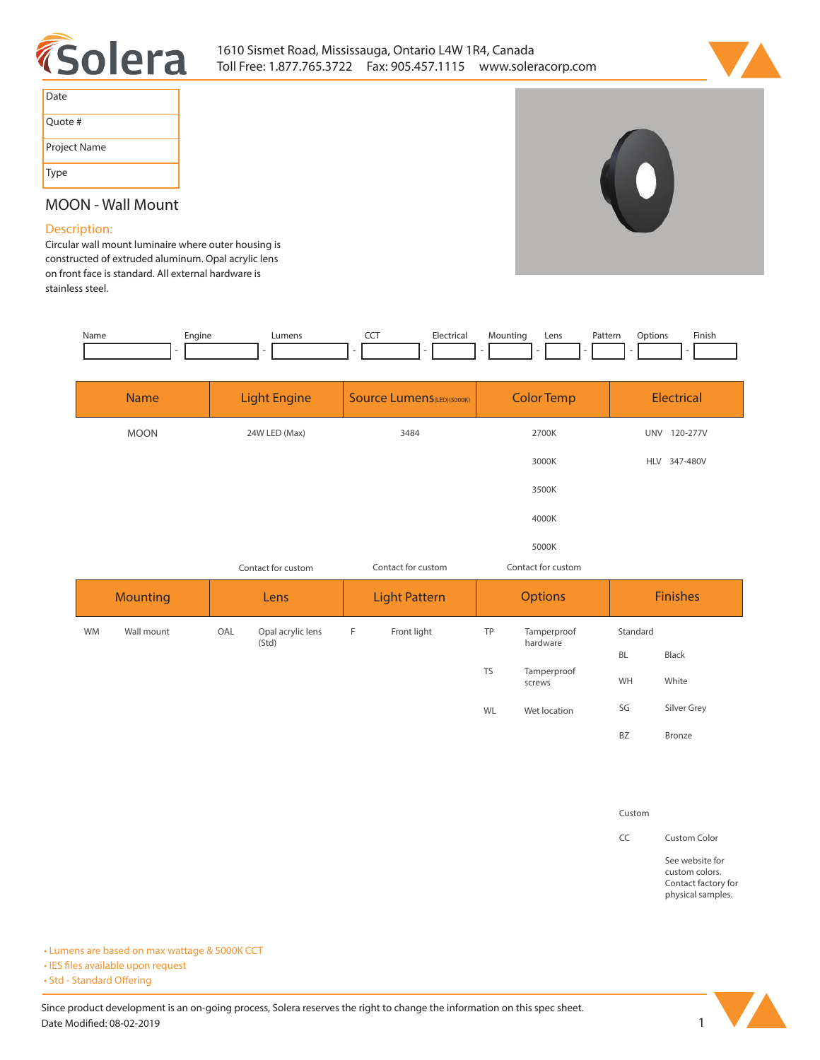Solera

1610 Sismet Road, Mississauga, Ontario L4W 1R4, Canada
Toll Free: 1.877.765.3722 Fax: 905.457.1115 www.soleracorp.com

| Date |
|---|
| Quote # |
| Project Name |
| Type |

## MOON - Wall Mount

### Description:

Circular wall mount luminaire where outer housing is constructed of extruded aluminum. Opal acrylic lens on front face is standard. All external hardware is stainless steel.

| Name | Engine | Lumens | CCT | Electrical | Mounting | Lens | Pattern | Options | Finish |
|---|---|---|---|---|---|---|---|---|---|
| | | | | | | | | | |

| Name | Light Engine | Source Lumens(LED)(5000K) | Color Temp | Electrical |
|---|---|---|---|---|
| MOON | 24W LED (Max) | 3484 | 2700K | UNV 120-277V |
| | | | 3000K | HLV 347-480V |
| | | | 3500K | |
| | | | 4000K | |
| | | | 5000K | |
| | Contact for custom | Contact for custom | Contact for custom | |

| Mounting | | Lens | | Light Pattern | | Options | | Finishes | |
|---|---|---|---|---|---|---|---|---|---|
| WM | Wall mount | OAL | Opal acrylic lens (Std) | F | Front light | TP | Tamperproof hardware | Standard | |
| | | | | | | | | BL | Black |
| | | | | | | TS | Tamperproof screws | WH | White |
| | | | | | | WL | Wet location | SG | Silver Grey |
| | | | | | | | | BZ | Bronze |
| | | | | | | | | Custom | |
| | | | | | | | | CC | Custom Color |
| | | | | | | | | | See website for custom colors. Contact factory for physical samples. |

- Lumens are based on max wattage & 5000K CCT
- IES files available upon request
- Std - Standard Offering

Since product development is an on-going process, Solera reserves the right to change the information on this spec sheet.
Date Modified: 08-02-2019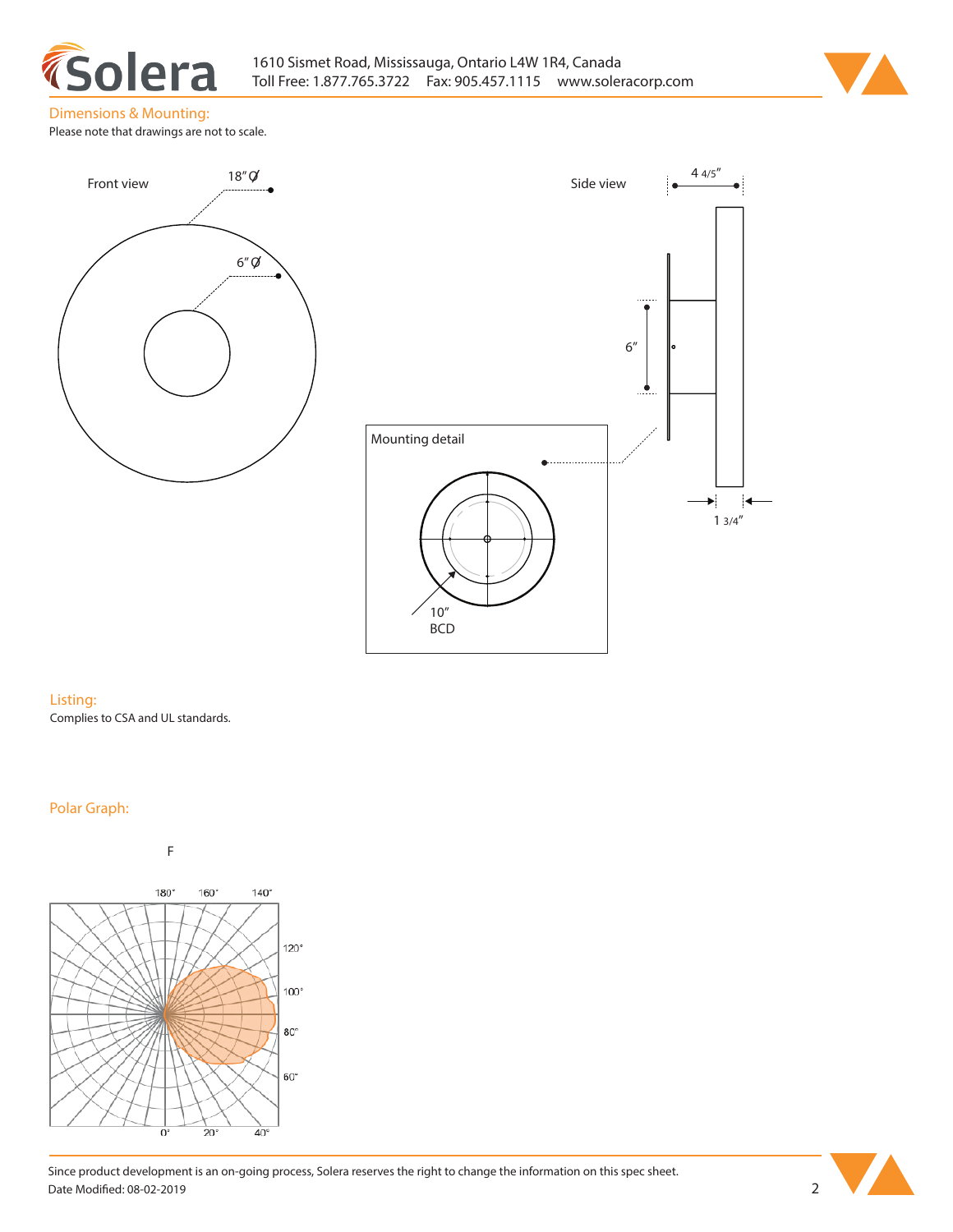## Dimensions & Mounting:

Please note that drawings are not to scale.

Front view

18″ Ø

6″ Ø

Side view

4 4/5″

6″

1 3/4″

Mounting detail

10″
BCD

## Listing:

Complies to CSA and UL standards.

## Polar Graph:

F

180° 160° 140°

120°

100°

80°

60°

0° 20° 40°

Since product development is an on-going process, Solera reserves the right to change the information on this spec sheet.
Date Modified: 08-02-2019